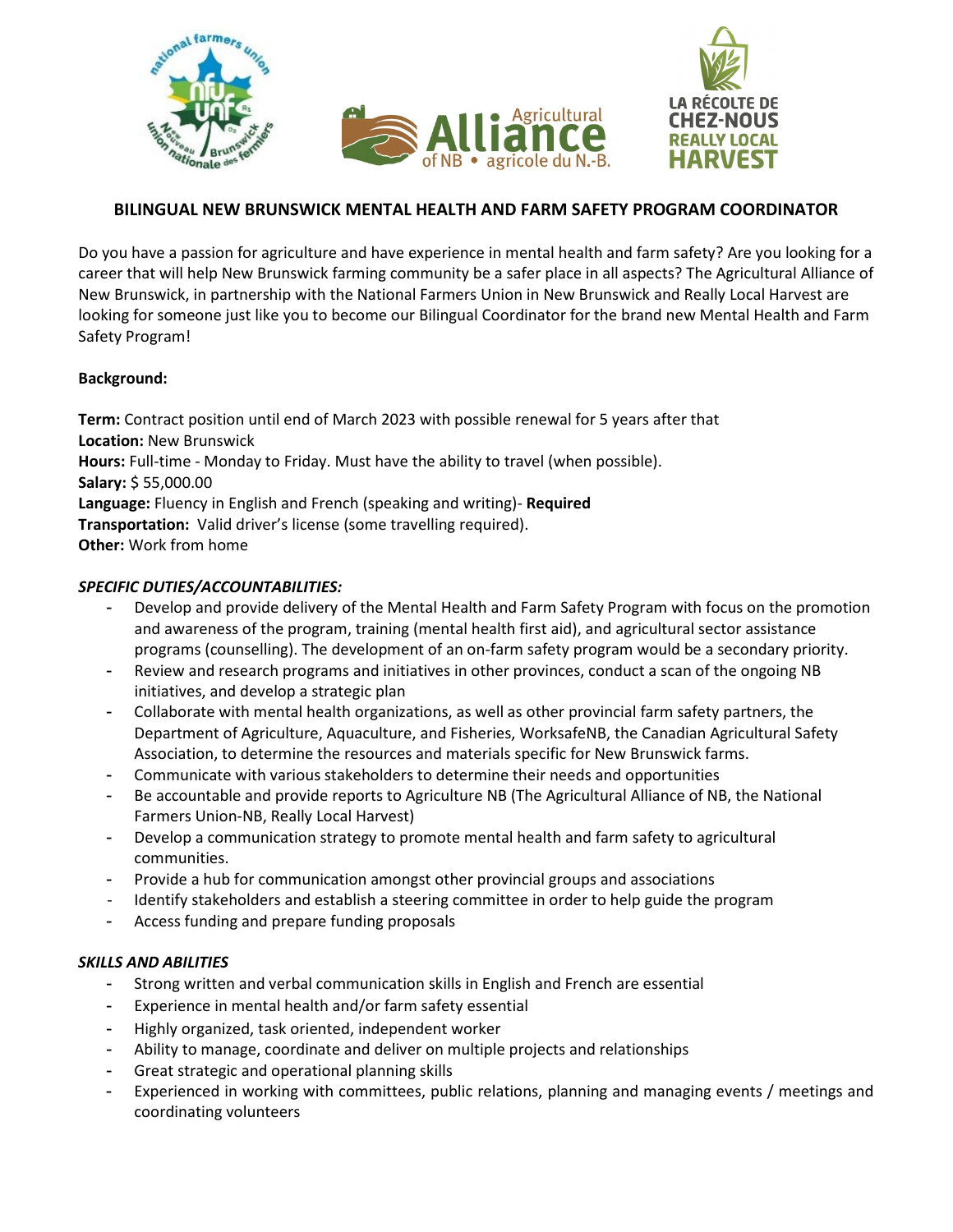# BILINGUAL NEW BRUNSWICK MENTAL HEALTH AND FARM SAFETY PROGRAM COORDINATOR

Do you have a passion for agriculture and have experience in mental health and farm safety? Are you looking for a career that will help New Brunswick farming community be a safer place in all aspects? The Agricultural Alliance of New Brunswick, in partnership with the National Farmers Union in New Brunswick and Really Local Harvest are looking for someone just like you to become our Bilingual Coordinator for the brand new Mental Health and Farm Safety Program!

**Background:**

**Term:** Contract position until end of March 2023 with possible renewal for 5 years after that
**Location:** New Brunswick
**Hours:** Full-time - Monday to Friday. Must have the ability to travel (when possible).
**Salary:** $ 55,000.00
**Language:** Fluency in English and French (speaking and writing)- **Required**
**Transportation:** Valid driver's license (some travelling required).
**Other:** Work from home

***SPECIFIC DUTIES/ACCOUNTABILITIES:***

- Develop and provide delivery of the Mental Health and Farm Safety Program with focus on the promotion and awareness of the program, training (mental health first aid), and agricultural sector assistance programs (counselling). The development of an on-farm safety program would be a secondary priority.
- Review and research programs and initiatives in other provinces, conduct a scan of the ongoing NB initiatives, and develop a strategic plan
- Collaborate with mental health organizations, as well as other provincial farm safety partners, the Department of Agriculture, Aquaculture, and Fisheries, WorksafeNB, the Canadian Agricultural Safety Association, to determine the resources and materials specific for New Brunswick farms.
- Communicate with various stakeholders to determine their needs and opportunities
- Be accountable and provide reports to Agriculture NB (The Agricultural Alliance of NB, the National Farmers Union-NB, Really Local Harvest)
- Develop a communication strategy to promote mental health and farm safety to agricultural communities.
- Provide a hub for communication amongst other provincial groups and associations
- Identify stakeholders and establish a steering committee in order to help guide the program
- Access funding and prepare funding proposals

***SKILLS AND ABILITIES***

- Strong written and verbal communication skills in English and French are essential
- Experience in mental health and/or farm safety essential
- Highly organized, task oriented, independent worker
- Ability to manage, coordinate and deliver on multiple projects and relationships
- Great strategic and operational planning skills
- Experienced in working with committees, public relations, planning and managing events / meetings and coordinating volunteers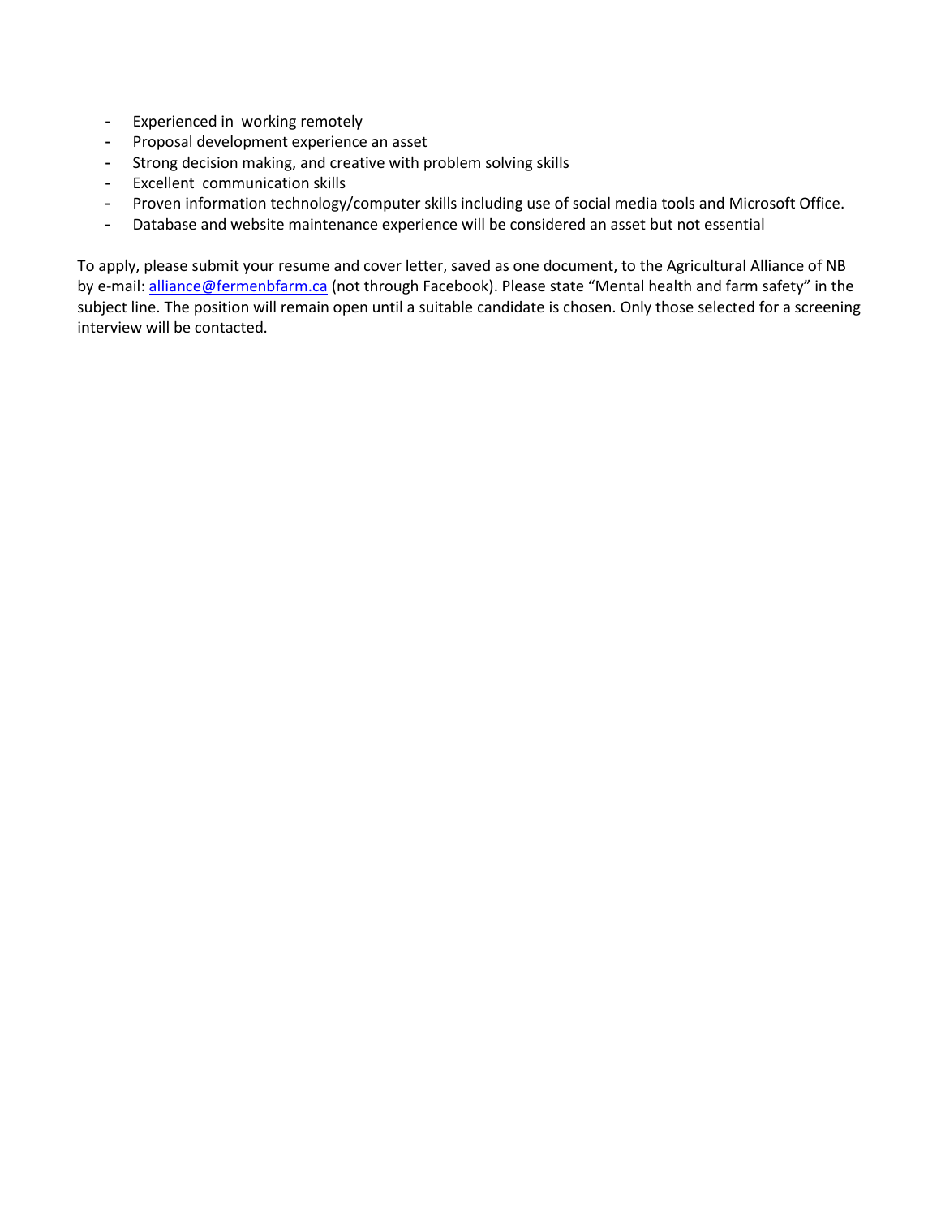- Experienced in  working remotely
- Proposal development experience an asset
- Strong decision making, and creative with problem solving skills
- Excellent  communication skills
- Proven information technology/computer skills including use of social media tools and Microsoft Office.
- Database and website maintenance experience will be considered an asset but not essential

To apply, please submit your resume and cover letter, saved as one document, to the Agricultural Alliance of NB by e-mail: alliance@fermenbfarm.ca (not through Facebook). Please state "Mental health and farm safety" in the subject line. The position will remain open until a suitable candidate is chosen. Only those selected for a screening interview will be contacted.